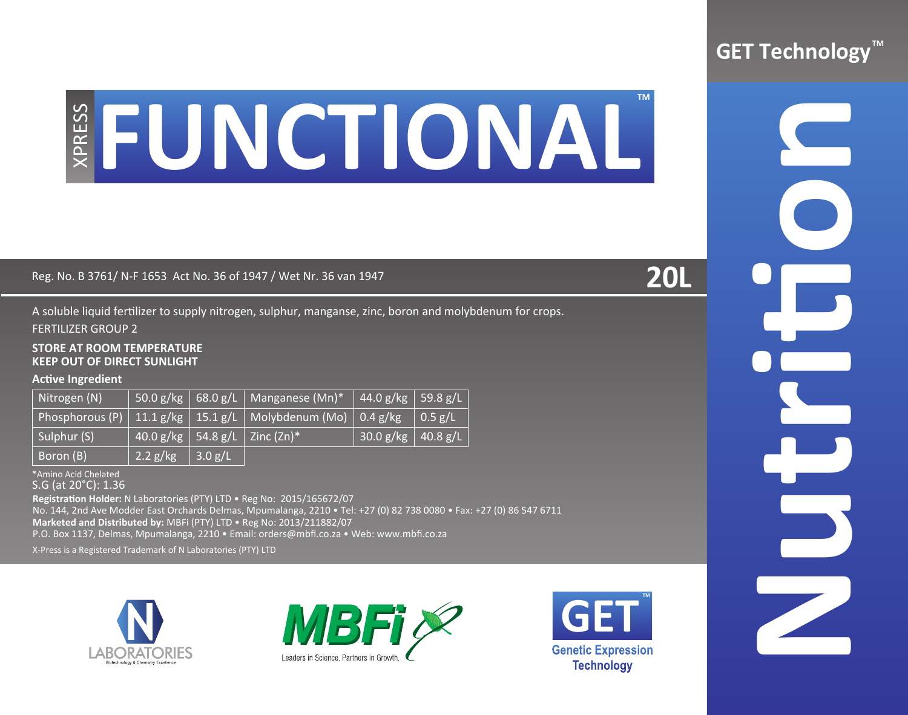GET Technology™

# XPRESS FUNCTIONAL™

Nutrition

Reg. No. B 3761/ N-F 1653 Act No. 36 of 1947 / Wet Nr. 36 van 1947

**20L**

A soluble liquid fertilizer to supply nitrogen, sulphur, manganse, zinc, boron and molybdenum for crops.

FERTILIZER GROUP 2

**STORE AT ROOM TEMPERATURE**
**KEEP OUT OF DIRECT SUNLIGHT**

**Active Ingredient**

| Nitrogen (N) | 50.0 g/kg | 68.0 g/L | Manganese (Mn)* | 44.0 g/kg | 59.8 g/L |
|---|---|---|---|---|---|
| Phosphorous (P) | 11.1 g/kg | 15.1 g/L | Molybdenum (Mo) | 0.4 g/kg | 0.5 g/L |
| Sulphur (S) | 40.0 g/kg | 54.8 g/L | Zinc (Zn)* | 30.0 g/kg | 40.8 g/L |
| Boron (B) | 2.2 g/kg | 3.0 g/L | | | |

*Amino Acid Chelated

S.G (at 20°C): 1.36

**Registration Holder:** N Laboratories (PTY) LTD • Reg No: 2015/165672/07
No. 144, 2nd Ave Modder East Orchards Delmas, Mpumalanga, 2210 • Tel: +27 (0) 82 738 0080 • Fax: +27 (0) 86 547 6711
**Marketed and Distributed by:** MBFi (PTY) LTD • Reg No: 2013/211882/07
P.O. Box 1137, Delmas, Mpumalanga, 2210 • Email: orders@mbfi.co.za • Web: www.mbfi.co.za

X-Press is a Registered Trademark of N Laboratories (PTY) LTD

N LABORATORIES Biotechnology & Chemistry Excellence

MBFi Leaders in Science. Partners in Growth.

GET™ Genetic Expression Technology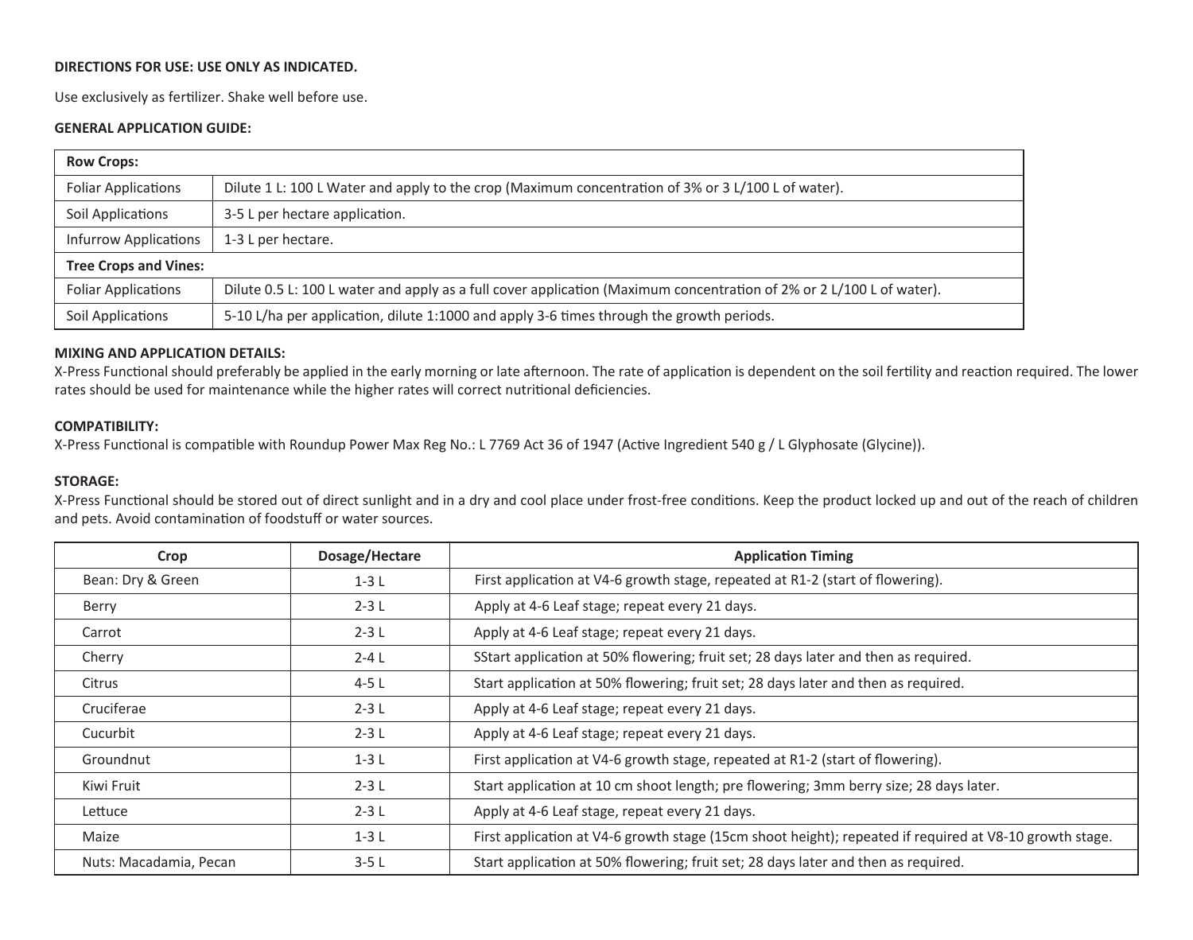**DIRECTIONS FOR USE: USE ONLY AS INDICATED.**

Use exclusively as fertilizer. Shake well before use.

**GENERAL APPLICATION GUIDE:**

| **Row Crops:** | |
|---|---|
| Foliar Applications | Dilute 1 L: 100 L Water and apply to the crop (Maximum concentration of 3% or 3 L/100 L of water). |
| Soil Applications | 3-5 L per hectare application. |
| Infurrow Applications | 1-3 L per hectare. |
| **Tree Crops and Vines:** | |
| Foliar Applications | Dilute 0.5 L: 100 L water and apply as a full cover application (Maximum concentration of 2% or 2 L/100 L of water). |
| Soil Applications | 5-10 L/ha per application, dilute 1:1000 and apply 3-6 times through the growth periods. |

**MIXING AND APPLICATION DETAILS:**

X-Press Functional should preferably be applied in the early morning or late afternoon. The rate of application is dependent on the soil fertility and reaction required. The lower rates should be used for maintenance while the higher rates will correct nutritional deficiencies.

**COMPATIBILITY:**

X-Press Functional is compatible with Roundup Power Max Reg No.: L 7769 Act 36 of 1947 (Active Ingredient 540 g / L Glyphosate (Glycine)).

**STORAGE:**

X-Press Functional should be stored out of direct sunlight and in a dry and cool place under frost-free conditions. Keep the product locked up and out of the reach of children and pets. Avoid contamination of foodstuff or water sources.

| Crop | Dosage/Hectare | Application Timing |
|---|---|---|
| Bean: Dry & Green | 1-3 L | First application at V4-6 growth stage, repeated at R1-2 (start of flowering). |
| Berry | 2-3 L | Apply at 4-6 Leaf stage; repeat every 21 days. |
| Carrot | 2-3 L | Apply at 4-6 Leaf stage; repeat every 21 days. |
| Cherry | 2-4 L | SStart application at 50% flowering; fruit set; 28 days later and then as required. |
| Citrus | 4-5 L | Start application at 50% flowering; fruit set; 28 days later and then as required. |
| Cruciferae | 2-3 L | Apply at 4-6 Leaf stage; repeat every 21 days. |
| Cucurbit | 2-3 L | Apply at 4-6 Leaf stage; repeat every 21 days. |
| Groundnut | 1-3 L | First application at V4-6 growth stage, repeated at R1-2 (start of flowering). |
| Kiwi Fruit | 2-3 L | Start application at 10 cm shoot length; pre flowering; 3mm berry size; 28 days later. |
| Lettuce | 2-3 L | Apply at 4-6 Leaf stage, repeat every 21 days. |
| Maize | 1-3 L | First application at V4-6 growth stage (15cm shoot height); repeated if required at V8-10 growth stage. |
| Nuts: Macadamia, Pecan | 3-5 L | Start application at 50% flowering; fruit set; 28 days later and then as required. |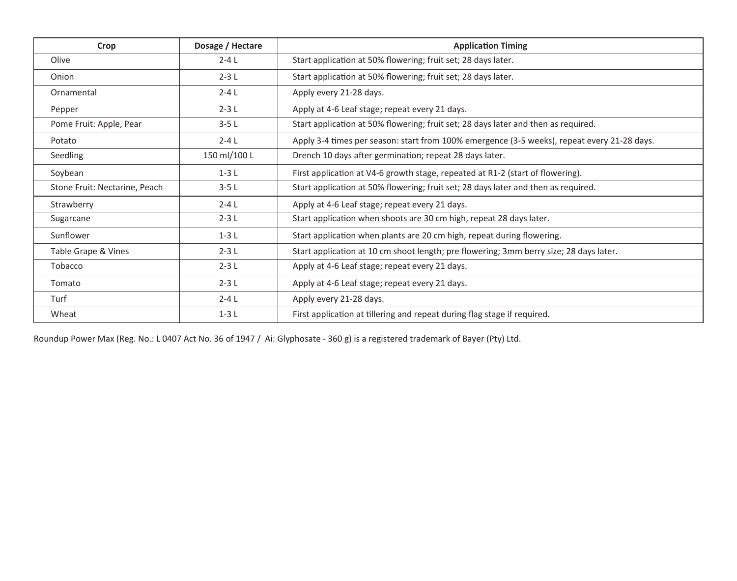| Crop | Dosage / Hectare | Application Timing |
| --- | --- | --- |
| Olive | 2-4 L | Start application at 50% flowering; fruit set; 28 days later. |
| Onion | 2-3 L | Start application at 50% flowering; fruit set; 28 days later. |
| Ornamental | 2-4 L | Apply every 21-28 days. |
| Pepper | 2-3 L | Apply at 4-6 Leaf stage; repeat every 21 days. |
| Pome Fruit: Apple, Pear | 3-5 L | Start application at 50% flowering; fruit set; 28 days later and then as required. |
| Potato | 2-4 L | Apply 3-4 times per season: start from 100% emergence (3-5 weeks), repeat every 21-28 days. |
| Seedling | 150 ml/100 L | Drench 10 days after germination; repeat 28 days later. |
| Soybean | 1-3 L | First application at V4-6 growth stage, repeated at R1-2 (start of flowering). |
| Stone Fruit: Nectarine, Peach | 3-5 L | Start application at 50% flowering; fruit set; 28 days later and then as required. |
| Strawberry | 2-4 L | Apply at 4-6 Leaf stage; repeat every 21 days. |
| Sugarcane | 2-3 L | Start application when shoots are 30 cm high, repeat 28 days later. |
| Sunflower | 1-3 L | Start application when plants are 20 cm high, repeat during flowering. |
| Table Grape & Vines | 2-3 L | Start application at 10 cm shoot length; pre flowering; 3mm berry size; 28 days later. |
| Tobacco | 2-3 L | Apply at 4-6 Leaf stage; repeat every 21 days. |
| Tomato | 2-3 L | Apply at 4-6 Leaf stage; repeat every 21 days. |
| Turf | 2-4 L | Apply every 21-28 days. |
| Wheat | 1-3 L | First application at tillering and repeat during flag stage if required. |

Roundup Power Max (Reg. No.: L 0407 Act No. 36 of 1947 / Ai: Glyphosate - 360 g) is a registered trademark of Bayer (Pty) Ltd.